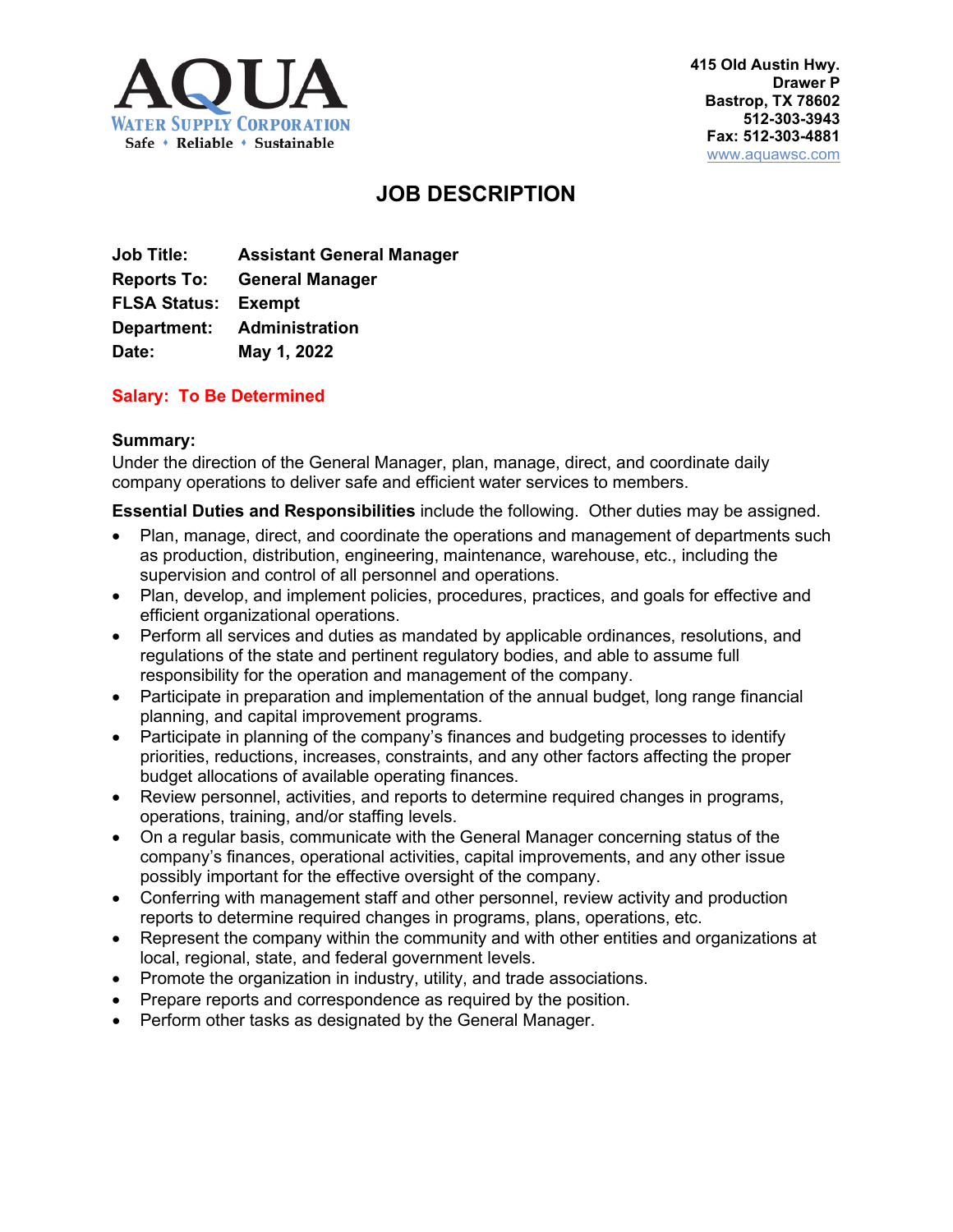**AQUA**
**WATER SUPPLY CORPORATION**
Safe • Reliable • Sustainable

**415 Old Austin Hwy.**
**Drawer P**
**Bastrop, TX 78602**
**512-303-3943**
**Fax: 512-303-4881**
www.aquawsc.com

# JOB DESCRIPTION

**Job Title:** **Assistant General Manager**
**Reports To:** **General Manager**
**FLSA Status:** **Exempt**
**Department:** **Administration**
**Date:** **May 1, 2022**

**Salary: To Be Determined**

**Summary:**
Under the direction of the General Manager, plan, manage, direct, and coordinate daily company operations to deliver safe and efficient water services to members.

**Essential Duties and Responsibilities** include the following. Other duties may be assigned.

- Plan, manage, direct, and coordinate the operations and management of departments such as production, distribution, engineering, maintenance, warehouse, etc., including the supervision and control of all personnel and operations.
- Plan, develop, and implement policies, procedures, practices, and goals for effective and efficient organizational operations.
- Perform all services and duties as mandated by applicable ordinances, resolutions, and regulations of the state and pertinent regulatory bodies, and able to assume full responsibility for the operation and management of the company.
- Participate in preparation and implementation of the annual budget, long range financial planning, and capital improvement programs.
- Participate in planning of the company's finances and budgeting processes to identify priorities, reductions, increases, constraints, and any other factors affecting the proper budget allocations of available operating finances.
- Review personnel, activities, and reports to determine required changes in programs, operations, training, and/or staffing levels.
- On a regular basis, communicate with the General Manager concerning status of the company's finances, operational activities, capital improvements, and any other issue possibly important for the effective oversight of the company.
- Conferring with management staff and other personnel, review activity and production reports to determine required changes in programs, plans, operations, etc.
- Represent the company within the community and with other entities and organizations at local, regional, state, and federal government levels.
- Promote the organization in industry, utility, and trade associations.
- Prepare reports and correspondence as required by the position.
- Perform other tasks as designated by the General Manager.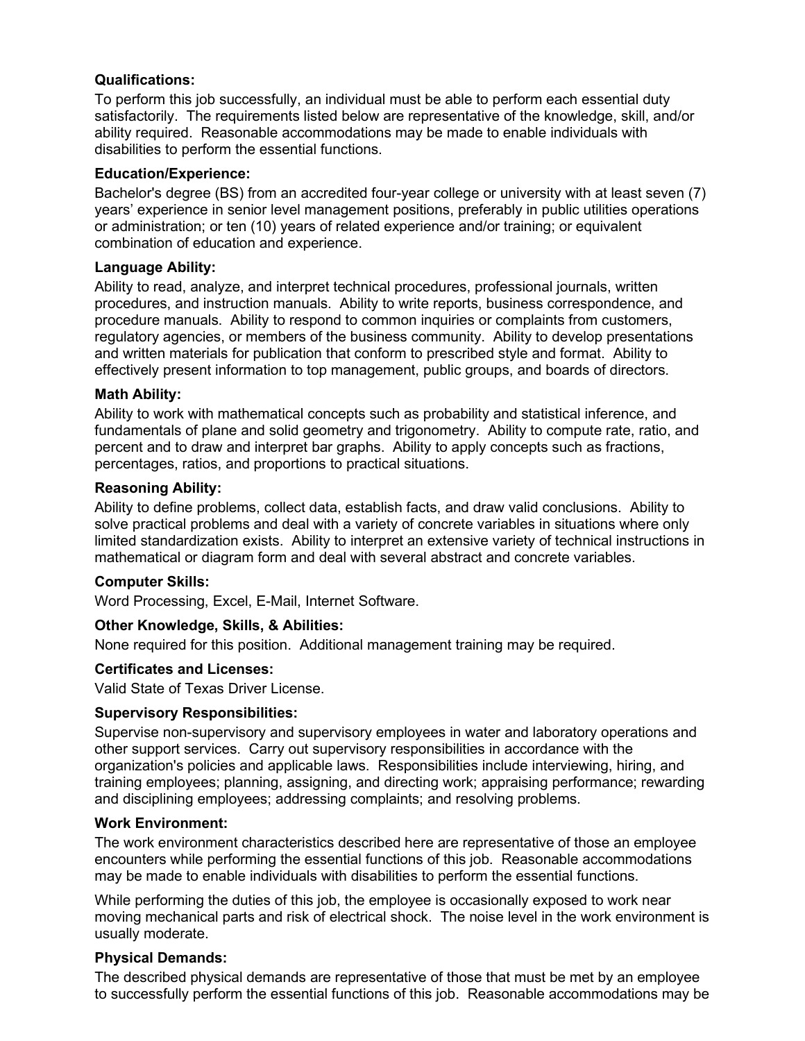### Qualifications:

To perform this job successfully, an individual must be able to perform each essential duty satisfactorily. The requirements listed below are representative of the knowledge, skill, and/or ability required. Reasonable accommodations may be made to enable individuals with disabilities to perform the essential functions.

### Education/Experience:

Bachelor's degree (BS) from an accredited four-year college or university with at least seven (7) years' experience in senior level management positions, preferably in public utilities operations or administration; or ten (10) years of related experience and/or training; or equivalent combination of education and experience.

### Language Ability:

Ability to read, analyze, and interpret technical procedures, professional journals, written procedures, and instruction manuals. Ability to write reports, business correspondence, and procedure manuals. Ability to respond to common inquiries or complaints from customers, regulatory agencies, or members of the business community. Ability to develop presentations and written materials for publication that conform to prescribed style and format. Ability to effectively present information to top management, public groups, and boards of directors.

### Math Ability:

Ability to work with mathematical concepts such as probability and statistical inference, and fundamentals of plane and solid geometry and trigonometry. Ability to compute rate, ratio, and percent and to draw and interpret bar graphs. Ability to apply concepts such as fractions, percentages, ratios, and proportions to practical situations.

### Reasoning Ability:

Ability to define problems, collect data, establish facts, and draw valid conclusions. Ability to solve practical problems and deal with a variety of concrete variables in situations where only limited standardization exists. Ability to interpret an extensive variety of technical instructions in mathematical or diagram form and deal with several abstract and concrete variables.

### Computer Skills:

Word Processing, Excel, E-Mail, Internet Software.

### Other Knowledge, Skills, & Abilities:

None required for this position. Additional management training may be required.

### Certificates and Licenses:

Valid State of Texas Driver License.

### Supervisory Responsibilities:

Supervise non-supervisory and supervisory employees in water and laboratory operations and other support services. Carry out supervisory responsibilities in accordance with the organization's policies and applicable laws. Responsibilities include interviewing, hiring, and training employees; planning, assigning, and directing work; appraising performance; rewarding and disciplining employees; addressing complaints; and resolving problems.

### Work Environment:

The work environment characteristics described here are representative of those an employee encounters while performing the essential functions of this job. Reasonable accommodations may be made to enable individuals with disabilities to perform the essential functions.

While performing the duties of this job, the employee is occasionally exposed to work near moving mechanical parts and risk of electrical shock. The noise level in the work environment is usually moderate.

### Physical Demands:

The described physical demands are representative of those that must be met by an employee to successfully perform the essential functions of this job. Reasonable accommodations may be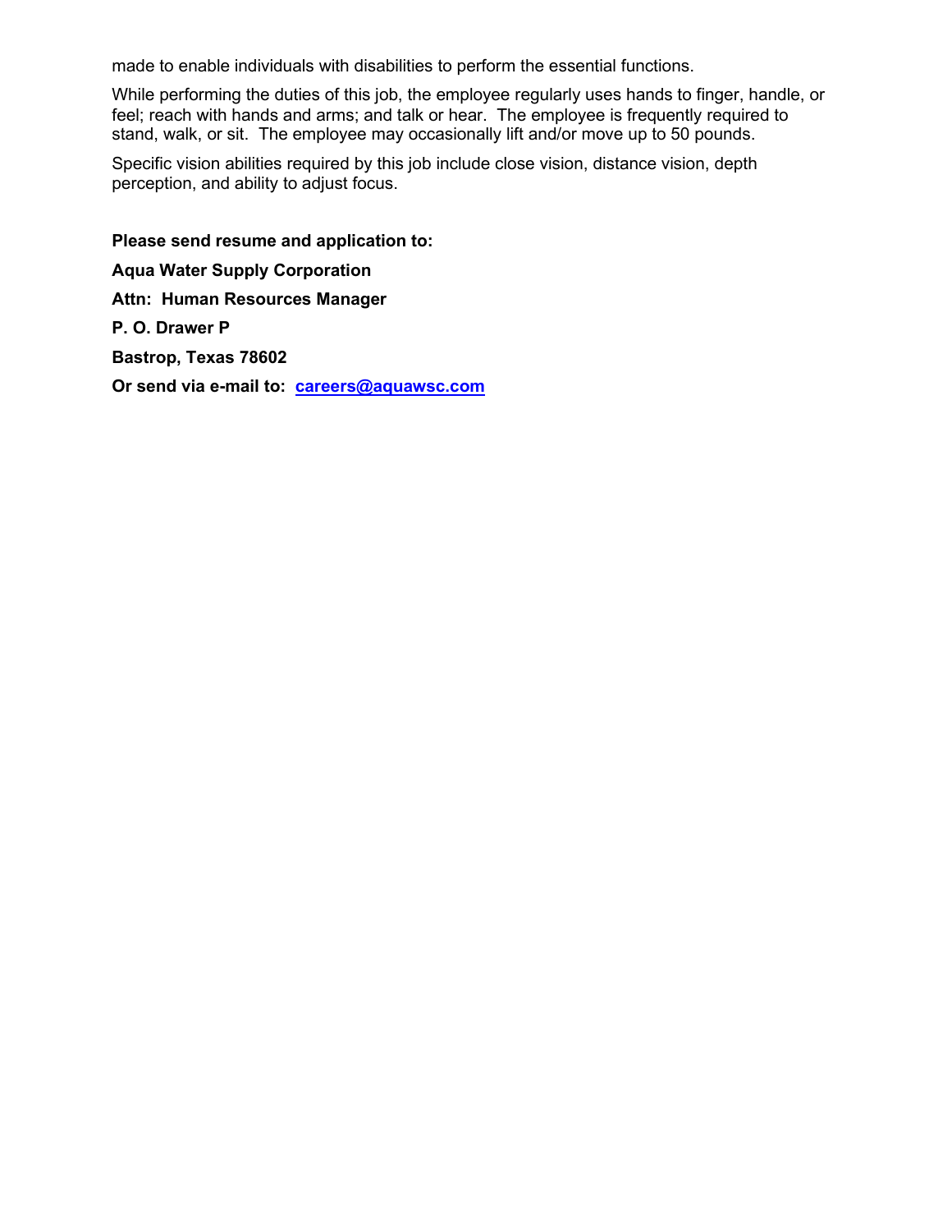made to enable individuals with disabilities to perform the essential functions.

While performing the duties of this job, the employee regularly uses hands to finger, handle, or feel; reach with hands and arms; and talk or hear. The employee is frequently required to stand, walk, or sit. The employee may occasionally lift and/or move up to 50 pounds.

Specific vision abilities required by this job include close vision, distance vision, depth perception, and ability to adjust focus.

**Please send resume and application to:**

**Aqua Water Supply Corporation**

**Attn: Human Resources Manager**

**P. O. Drawer P**

**Bastrop, Texas 78602**

**Or send via e-mail to: careers@aquawsc.com**